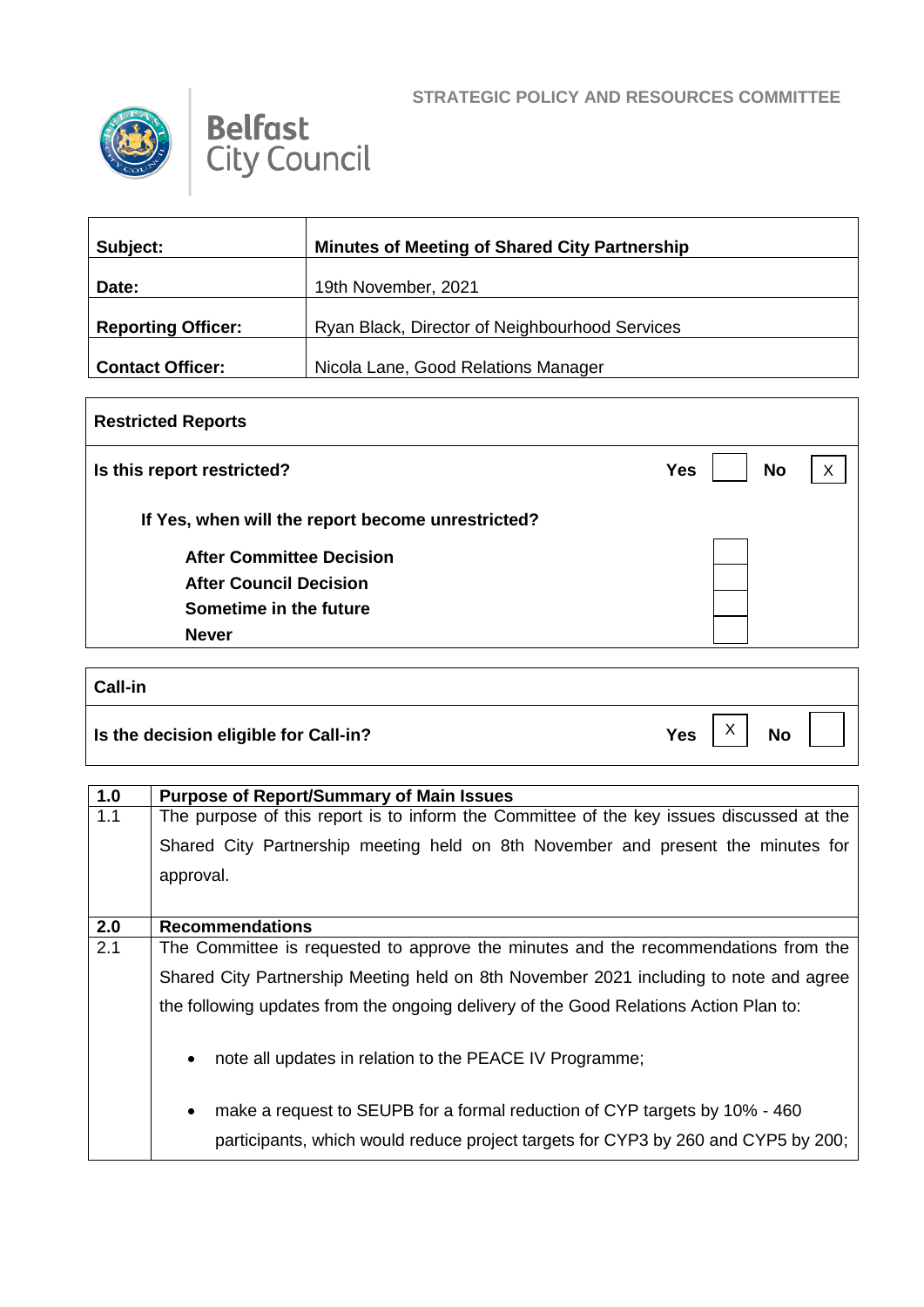STRATEGIC POLICY AND RESOURCES COMMITTEE

Belfast City Council

| Subject: | Minutes of Meeting of Shared City Partnership |
|---|---|
| Date: | 19th November, 2021 |
| Reporting Officer: | Ryan Black, Director of Neighbourhood Services |
| Contact Officer: | Nicola Lane, Good Relations Manager |

| Restricted Reports | | | | |
|---|---|---|---|---|
| Is this report restricted? | Yes | | No | X |
| If Yes, when will the report become unrestricted? | | | | |
| After Committee Decision | | | | |
| After Council Decision | | | | |
| Sometime in the future | | | | |
| Never | | | | |

| Call-in | | | | |
|---|---|---|---|---|
| Is the decision eligible for Call-in? | Yes | X | No | |

| 1.0 | Purpose of Report/Summary of Main Issues |
|---|---|
| 1.1 | The purpose of this report is to inform the Committee of the key issues discussed at the Shared City Partnership meeting held on 8th November and present the minutes for approval. |
| 2.0 | Recommendations |
| 2.1 | The Committee is requested to approve the minutes and the recommendations from the Shared City Partnership Meeting held on 8th November 2021 including to note and agree the following updates from the ongoing delivery of the Good Relations Action Plan to:<br><br>• note all updates in relation to the PEACE IV Programme;<br><br>• make a request to SEUPB for a formal reduction of CYP targets by 10% - 460 participants, which would reduce project targets for CYP3 by 260 and CYP5 by 200; |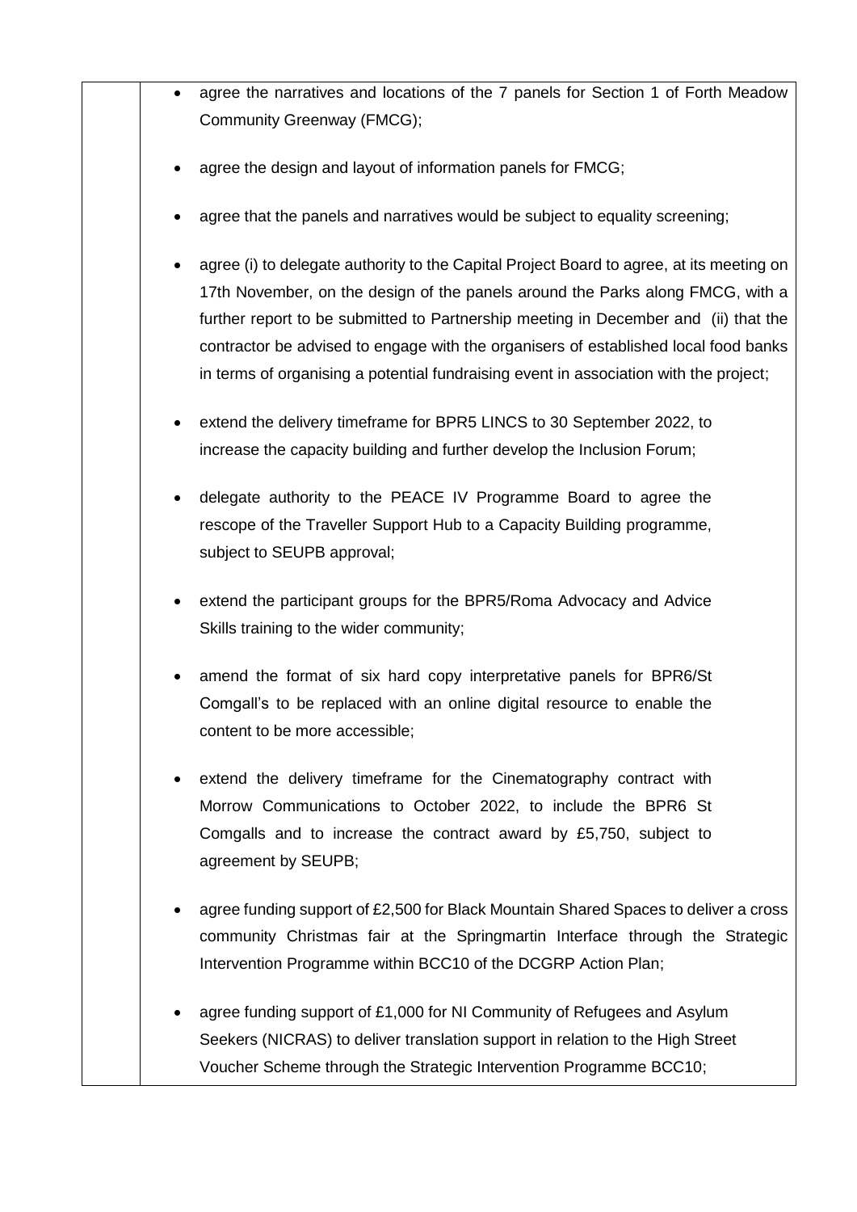- agree the narratives and locations of the 7 panels for Section 1 of Forth Meadow Community Greenway (FMCG);

- agree the design and layout of information panels for FMCG;

- agree that the panels and narratives would be subject to equality screening;

- agree (i) to delegate authority to the Capital Project Board to agree, at its meeting on 17th November, on the design of the panels around the Parks along FMCG, with a further report to be submitted to Partnership meeting in December and (ii) that the contractor be advised to engage with the organisers of established local food banks in terms of organising a potential fundraising event in association with the project;

- extend the delivery timeframe for BPR5 LINCS to 30 September 2022, to increase the capacity building and further develop the Inclusion Forum;

- delegate authority to the PEACE IV Programme Board to agree the rescope of the Traveller Support Hub to a Capacity Building programme, subject to SEUPB approval;

- extend the participant groups for the BPR5/Roma Advocacy and Advice Skills training to the wider community;

- amend the format of six hard copy interpretative panels for BPR6/St Comgall's to be replaced with an online digital resource to enable the content to be more accessible;

- extend the delivery timeframe for the Cinematography contract with Morrow Communications to October 2022, to include the BPR6 St Comgalls and to increase the contract award by £5,750, subject to agreement by SEUPB;

- agree funding support of £2,500 for Black Mountain Shared Spaces to deliver a cross community Christmas fair at the Springmartin Interface through the Strategic Intervention Programme within BCC10 of the DCGRP Action Plan;

- agree funding support of £1,000 for NI Community of Refugees and Asylum Seekers (NICRAS) to deliver translation support in relation to the High Street Voucher Scheme through the Strategic Intervention Programme BCC10;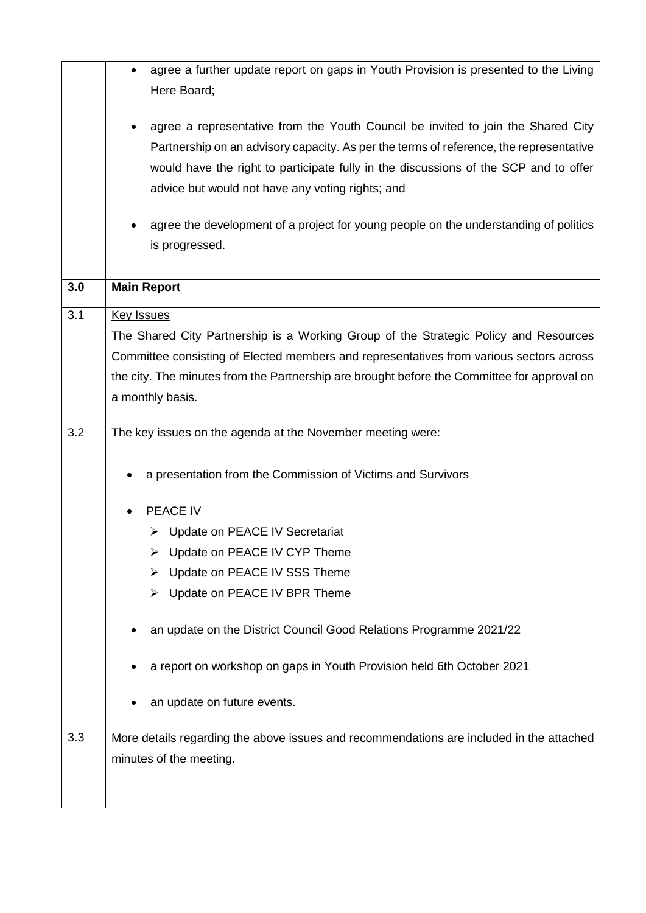|  |  |
| --- | --- |
|  | - agree a further update report on gaps in Youth Provision is presented to the Living Here Board;<br><br>- agree a representative from the Youth Council be invited to join the Shared City Partnership on an advisory capacity. As per the terms of reference, the representative would have the right to participate fully in the discussions of the SCP and to offer advice but would not have any voting rights; and<br><br>- agree the development of a project for young people on the understanding of politics is progressed. |
| **3.0** | **Main Report** |
| 3.1 | <u>Key Issues</u><br>The Shared City Partnership is a Working Group of the Strategic Policy and Resources Committee consisting of Elected members and representatives from various sectors across the city. The minutes from the Partnership are brought before the Committee for approval on a monthly basis. |
| 3.2 | The key issues on the agenda at the November meeting were:<br><br>- a presentation from the Commission of Victims and Survivors<br><br>- PEACE IV<br>  - Update on PEACE IV Secretariat<br>  - Update on PEACE IV CYP Theme<br>  - Update on PEACE IV SSS Theme<br>  - Update on PEACE IV BPR Theme<br><br>- an update on the District Council Good Relations Programme 2021/22<br><br>- a report on workshop on gaps in Youth Provision held 6th October 2021<br><br>- an update on future events. |
| 3.3 | More details regarding the above issues and recommendations are included in the attached minutes of the meeting. |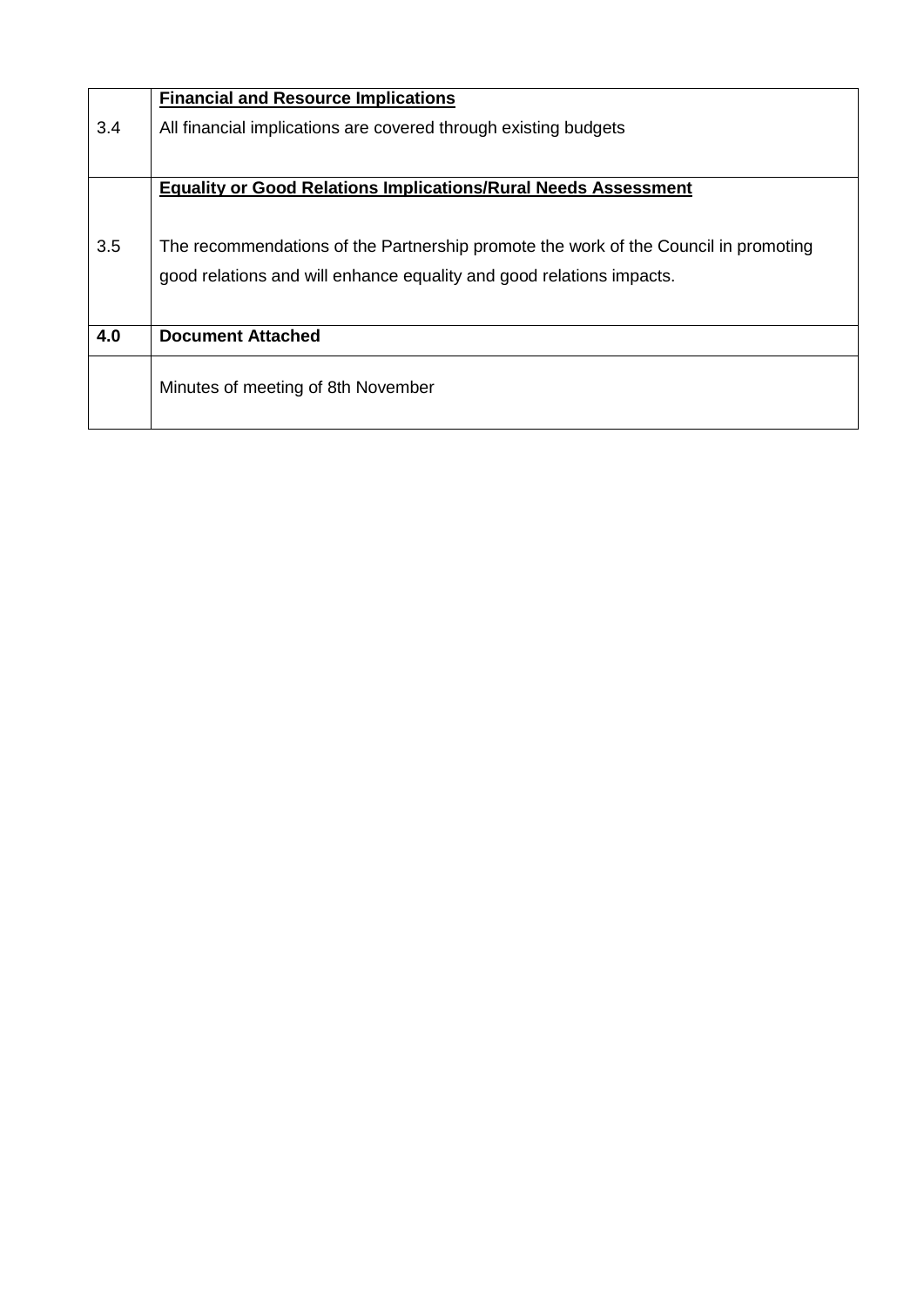| | |
|---|---|
| 3.4 | **Financial and Resource Implications**<br>All financial implications are covered through existing budgets |
| 3.5 | **Equality or Good Relations Implications/Rural Needs Assessment**<br><br>The recommendations of the Partnership promote the work of the Council in promoting good relations and will enhance equality and good relations impacts. |
| **4.0** | **Document Attached** |
| | Minutes of meeting of 8th November |